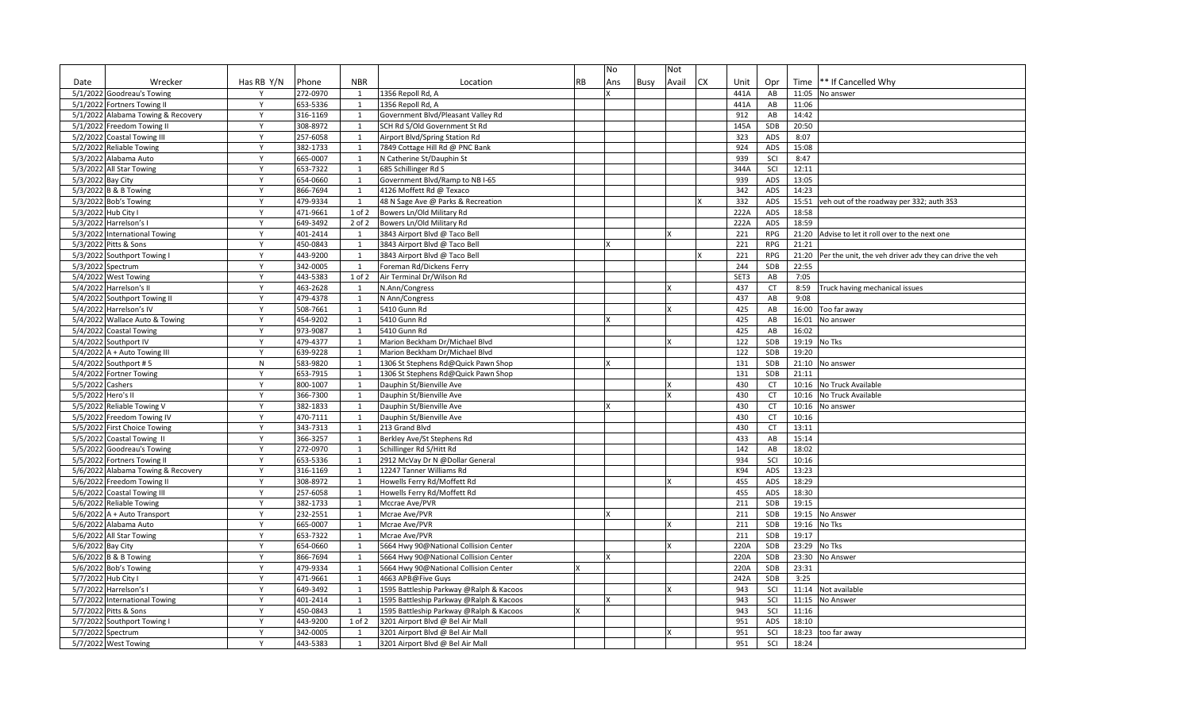| Date | Wrecker | Has RB Y/N | Phone | NBR | Location | RB | No Ans | Busy | Not Avail | CX | Unit | Opr | Time | ** If Cancelled Why |
|---|---|---|---|---|---|---|---|---|---|---|---|---|---|---|
| 5/1/2022 | Goodreau's Towing | Y | 272-0970 | 1 | 1356 Repoll Rd, A | | X | | | | 441A | AB | 11:05 | No answer |
| 5/1/2022 | Fortners Towing II | Y | 653-5336 | 1 | 1356 Repoll Rd, A | | | | | | 441A | AB | 11:06 | |
| 5/1/2022 | Alabama Towing & Recovery | Y | 316-1169 | 1 | Government Blvd/Pleasant Valley Rd | | | | | | 912 | AB | 14:42 | |
| 5/1/2022 | Freedom Towing II | Y | 308-8972 | 1 | SCH Rd S/Old Government St Rd | | | | | | 145A | SDB | 20:50 | |
| 5/2/2022 | Coastal Towing III | Y | 257-6058 | 1 | Airport Blvd/Spring Station Rd | | | | | | 323 | ADS | 8:07 | |
| 5/2/2022 | Reliable Towing | Y | 382-1733 | 1 | 7849 Cottage Hill Rd @ PNC Bank | | | | | | 924 | ADS | 15:08 | |
| 5/3/2022 | Alabama Auto | Y | 665-0007 | 1 | N Catherine St/Dauphin St | | | | | | 939 | SCI | 8:47 | |
| 5/3/2022 | All Star Towing | Y | 653-7322 | 1 | 685 Schillinger Rd S | | | | | | 344A | SCI | 12:11 | |
| 5/3/2022 | Bay City | Y | 654-0660 | 1 | Government Blvd/Ramp to NB I-65 | | | | | | 939 | ADS | 13:05 | |
| 5/3/2022 | B & B Towing | Y | 866-7694 | 1 | 4126 Moffett Rd @ Texaco | | | | | | 342 | ADS | 14:23 | |
| 5/3/2022 | Bob's Towing | Y | 479-9334 | 1 | 48 N Sage Ave @ Parks & Recreation | | | | | X | 332 | ADS | 15:51 | veh out of the roadway per 332; auth 3S3 |
| 5/3/2022 | Hub City I | Y | 471-9661 | 1 of 2 | Bowers Ln/Old Military Rd | | | | | | 222A | ADS | 18:58 | |
| 5/3/2022 | Harrelson's I | Y | 649-3492 | 2 of 2 | Bowers Ln/Old Military Rd | | | | | | 222A | ADS | 18:59 | |
| 5/3/2022 | International Towing | Y | 401-2414 | 1 | 3843 Airport Blvd @ Taco Bell | | | | X | | 221 | RPG | 21:20 | Advise to let it roll over to the next one |
| 5/3/2022 | Pitts & Sons | Y | 450-0843 | 1 | 3843 Airport Blvd @ Taco Bell | | X | | | | 221 | RPG | 21:21 | |
| 5/3/2022 | Southport Towing I | Y | 443-9200 | 1 | 3843 Airport Blvd @ Taco Bell | | | | | X | 221 | RPG | 21:20 | Per the unit, the veh driver adv they can drive the veh |
| 5/3/2022 | Spectrum | Y | 342-0005 | 1 | Foreman Rd/Dickens Ferry | | | | | | 244 | SDB | 22:55 | |
| 5/4/2022 | West Towing | Y | 443-5383 | 1 of 2 | Air Terminal Dr/Wilson Rd | | | | | | SET3 | AB | 7:05 | |
| 5/4/2022 | Harrelson's II | Y | 463-2628 | 1 | N.Ann/Congress | | | | X | | 437 | CT | 8:59 | Truck having mechanical issues |
| 5/4/2022 | Southport Towing II | Y | 479-4378 | 1 | N Ann/Congress | | | | | | 437 | AB | 9:08 | |
| 5/4/2022 | Harrelson's IV | Y | 508-7661 | 1 | 5410 Gunn Rd | | | | X | | 425 | AB | 16:00 | Too far away |
| 5/4/2022 | Wallace Auto & Towing | Y | 454-9202 | 1 | 5410 Gunn Rd | | X | | | | 425 | AB | 16:01 | No answer |
| 5/4/2022 | Coastal Towing | Y | 973-9087 | 1 | 5410 Gunn Rd | | | | | | 425 | AB | 16:02 | |
| 5/4/2022 | Southport IV | Y | 479-4377 | 1 | Marion Beckham Dr/Michael Blvd | | | | X | | 122 | SDB | 19:19 | No Tks |
| 5/4/2022 | A + Auto Towing III | Y | 639-9228 | 1 | Marion Beckham Dr/Michael Blvd | | | | | | 122 | SDB | 19:20 | |
| 5/4/2022 | Southport # 5 | N | 583-9820 | 1 | 1306 St Stephens Rd@Quick Pawn Shop | | X | | | | 131 | SDB | 21:10 | No answer |
| 5/4/2022 | Fortner Towing | Y | 653-7915 | 1 | 1306 St Stephens Rd@Quick Pawn Shop | | | | | | 131 | SDB | 21:11 | |
| 5/5/2022 | Cashers | Y | 800-1007 | 1 | Dauphin St/Bienville Ave | | | | X | | 430 | CT | 10:16 | No Truck Available |
| 5/5/2022 | Hero's II | Y | 366-7300 | 1 | Dauphin St/Bienville Ave | | | | X | | 430 | CT | 10:16 | No Truck Available |
| 5/5/2022 | Reliable Towing V | Y | 382-1833 | 1 | Dauphin St/Bienville Ave | | X | | | | 430 | CT | 10:16 | No answer |
| 5/5/2022 | Freedom Towing IV | Y | 470-7111 | 1 | Dauphin St/Bienville Ave | | | | | | 430 | CT | 10:16 | |
| 5/5/2022 | First Choice Towing | Y | 343-7313 | 1 | 213 Grand Blvd | | | | | | 430 | CT | 13:11 | |
| 5/5/2022 | Coastal Towing II | Y | 366-3257 | 1 | Berkley Ave/St Stephens Rd | | | | | | 433 | AB | 15:14 | |
| 5/5/2022 | Goodreau's Towing | Y | 272-0970 | 1 | Schillinger Rd S/Hitt Rd | | | | | | 142 | AB | 18:02 | |
| 5/5/2022 | Fortners Towing II | Y | 653-5336 | 1 | 2912 McVay Dr N @Dollar General | | | | | | 934 | SCI | 10:16 | |
| 5/6/2022 | Alabama Towing & Recovery | Y | 316-1169 | 1 | 12247 Tanner Williams Rd | | | | | | K94 | ADS | 13:23 | |
| 5/6/2022 | Freedom Towing II | Y | 308-8972 | 1 | Howells Ferry Rd/Moffett Rd | | | | X | | 4S5 | ADS | 18:29 | |
| 5/6/2022 | Coastal Towing III | Y | 257-6058 | 1 | Howells Ferry Rd/Moffett Rd | | | | | | 4S5 | ADS | 18:30 | |
| 5/6/2022 | Reliable Towing | Y | 382-1733 | 1 | Mccrae Ave/PVR | | | | | | 211 | SDB | 19:15 | |
| 5/6/2022 | A + Auto Transport | Y | 232-2551 | 1 | Mcrae Ave/PVR | | X | | | | 211 | SDB | 19:15 | No Answer |
| 5/6/2022 | Alabama Auto | Y | 665-0007 | 1 | Mcrae Ave/PVR | | | | X | | 211 | SDB | 19:16 | No Tks |
| 5/6/2022 | All Star Towing | Y | 653-7322 | 1 | Mcrae Ave/PVR | | | | | | 211 | SDB | 19:17 | |
| 5/6/2022 | Bay City | Y | 654-0660 | 1 | 5664 Hwy 90@National Collision Center | | | | X | | 220A | SDB | 23:29 | No Tks |
| 5/6/2022 | B & B Towing | Y | 866-7694 | 1 | 5664 Hwy 90@National Collision Center | | X | | | | 220A | SDB | 23:30 | No Answer |
| 5/6/2022 | Bob's Towing | Y | 479-9334 | 1 | 5664 Hwy 90@National Collision Center | X | | | | | 220A | SDB | 23:31 | |
| 5/7/2022 | Hub City I | Y | 471-9661 | 1 | 4663 APB@Five Guys | | | | | | 242A | SDB | 3:25 | |
| 5/7/2022 | Harrelson's I | Y | 649-3492 | 1 | 1595 Battleship Parkway @Ralph & Kacoos | | | | X | | 943 | SCI | 11:14 | Not available |
| 5/7/2022 | International Towing | Y | 401-2414 | 1 | 1595 Battleship Parkway @Ralph & Kacoos | | X | | | | 943 | SCI | 11:15 | No Answer |
| 5/7/2022 | Pitts & Sons | Y | 450-0843 | 1 | 1595 Battleship Parkway @Ralph & Kacoos | X | | | | | 943 | SCI | 11:16 | |
| 5/7/2022 | Southport Towing I | Y | 443-9200 | 1 of 2 | 3201 Airport Blvd @ Bel Air Mall | | | | | | 951 | ADS | 18:10 | |
| 5/7/2022 | Spectrum | Y | 342-0005 | 1 | 3201 Airport Blvd @ Bel Air Mall | | | | X | | 951 | SCI | 18:23 | too far away |
| 5/7/2022 | West Towing | Y | 443-5383 | 1 | 3201 Airport Blvd @ Bel Air Mall | | | | | | 951 | SCI | 18:24 | |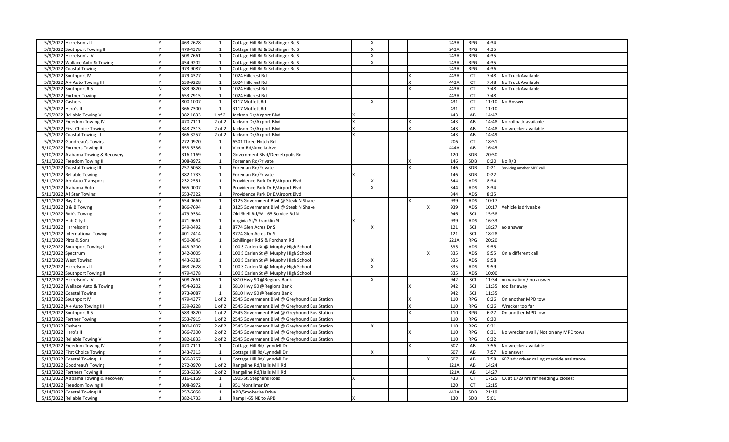| | | | | | | | | | | | | | | |
|---|---|---|---|---|---|---|---|---|---|---|---|---|---|---|
| 5/9/2022 | Harrelson's II | Y | 463-2628 | 1 | Cottage Hill Rd & Schillinger Rd S | | X | | | | 243A | RPG | 4:34 | |
| 5/9/2022 | Southport Towing II | Y | 479-4378 | 1 | Cottage Hill Rd & Schillinger Rd S | | X | | | | 243A | RPG | 4:35 | |
| 5/9/2022 | Harrelson's IV | Y | 508-7661 | 1 | Cottage Hill Rd & Schillinger Rd S | | X | | | | 243A | RPG | 4:35 | |
| 5/9/2022 | Wallace Auto & Towing | Y | 454-9202 | 1 | Cottage Hill Rd & Schillinger Rd S | | X | | | | 243A | RPG | 4:35 | |
| 5/9/2022 | Coastal Towing | Y | 973-9087 | 1 | Cottage Hill Rd & Schillinger Rd S | | | | | | 243A | RPG | 4:36 | |
| 5/9/2022 | Southport IV | Y | 479-4377 | 1 | 1024 Hillcrest Rd | | | | X | | 443A | CT | 7:48 | No Truck Available |
| 5/9/2022 | A + Auto Towing III | Y | 639-9228 | 1 | 1024 Hillcrest Rd | | | | X | | 443A | CT | 7:48 | No Truck Available |
| 5/9/2022 | Southport # 5 | N | 583-9820 | 1 | 1024 Hillcrest Rd | | | | X | | 443A | CT | 7:48 | No Truck Available |
| 5/9/2022 | Fortner Towing | Y | 653-7915 | 1 | 1024 Hillcrest Rd | | | | | | 443A | CT | 7:48 | |
| 5/9/2022 | Cashers | Y | 800-1007 | 1 | 3117 Moffett Rd | | X | | | | 431 | CT | 11:10 | No Answer |
| 5/9/2022 | Hero's II | Y | 366-7300 | 1 | 3117 Moffett Rd | | | | | | 431 | CT | 11:10 | |
| 5/9/2022 | Reliable Towing V | Y | 382-1833 | 1 of 2 | Jackson Dr/Airport Blvd | X | | | | | 443 | AB | 14:47 | |
| 5/9/2022 | Freedom Towing IV | Y | 470-7111 | 2 of 2 | Jackson Dr/Airport Blvd | X | | | X | | 443 | AB | 14:48 | No rollback available |
| 5/9/2022 | First Choice Towing | Y | 343-7313 | 2 of 2 | Jackson Dr/Airport Blvd | X | | | X | | 443 | AB | 14:48 | No wrecker available |
| 5/9/2022 | Coastal Towing II | Y | 366-3257 | 2 of 2 | Jackson Dr/Airport Blvd | X | | | | | 443 | AB | 14:49 | |
| 5/9/2022 | Goodreau's Towing | Y | 272-0970 | 1 | 6501 Three Notch Rd | | | | | | 206 | CT | 18:51 | |
| 5/10/2022 | Fortners Towing II | Y | 653-5336 | 1 | Victor Rd/Amelia Ave | | | | | | 444A | AB | 16:45 | |
| 5/10/2022 | Alabama Towing & Recovery | Y | 316-1169 | 1 | Government Blvd/Demetrpolis Rd | | | | | | 120 | SDB | 20:50 | |
| 5/11/2022 | Freedom Towing II | Y | 308-8972 | 1 | Foreman Rd/Private | | | | X | | 146 | SDB | 0:20 | No R/B |
| 5/11/2022 | Coastal Towing III | Y | 257-6058 | 1 | Foreman Rd/Private | | | | X | | 146 | SDB | 0:21 | Servicing another MPD call |
| 5/11/2022 | Reliable Towing | Y | 382-1733 | 1 | Foreman Rd/Private | X | | | | | 146 | SDB | 0:22 | |
| 5/11/2022 | A + Auto Transport | Y | 232-2551 | 1 | Providence Park Dr E/Airport Blvd | | X | | | | 344 | ADS | 8:34 | |
| 5/11/2022 | Alabama Auto | Y | 665-0007 | 1 | Providence Park Dr E/Airport Blvd | | X | | | | 344 | ADS | 8:34 | |
| 5/11/2022 | All Star Towing | Y | 653-7322 | 1 | Providence Park Dr E/Airport Blvd | | | | | | 344 | ADS | 8:35 | |
| 5/11/2022 | Bay City | Y | 654-0660 | 1 | 3125 Government Blvd @ Steak N Shake | | | | X | | 939 | ADS | 10:17 | |
| 5/11/2022 | B & B Towing | Y | 866-7694 | 1 | 3125 Government Blvd @ Steak N Shake | | | | | X | 939 | ADS | 10:17 | Vehicle is driveable |
| 5/11/2022 | Bob's Towing | Y | 479-9334 | 1 | Old Shell Rd/W I-65 Service Rd N | | | | | | 946 | SCI | 15:58 | |
| 5/11/2022 | Hub City I | Y | 471-9661 | 1 | Virginia St/S Franklin St | X | | | | | 939 | ADS | 16:33 | |
| 5/11/2022 | Harrelson's I | Y | 649-3492 | 1 | 8774 Glen Acres Dr S | | X | | | | 121 | SCI | 18:27 | no answer |
| 5/11/2022 | International Towing | Y | 401-2414 | 1 | 8774 Glen Acres Dr S | | | | | | 121 | SCI | 18:28 | |
| 5/11/2022 | Pitts & Sons | Y | 450-0843 | 1 | Schillinger Rd S & Fordham Rd | | | | | | 221A | RPG | 20:20 | |
| 5/12/2022 | Southport Towing I | Y | 443-9200 | 1 | 100 S Carlen St @ Murphy High School | | | | | | 335 | ADS | 9:55 | |
| 5/12/2022 | Spectrum | Y | 342-0005 | 1 | 100 S Carlen St @ Murphy High School | | | | | X | 335 | ADS | 9:55 | On a different call |
| 5/12/2022 | West Towing | Y | 443-5383 | 1 | 100 S Carlen St @ Murphy High School | | X | | | | 335 | ADS | 9:58 | |
| 5/12/2022 | Harrelson's II | Y | 463-2628 | 1 | 100 S Carlen St @ Murphy High School | | X | | | | 335 | ADS | 9:59 | |
| 5/12/2022 | Southport Towing II | Y | 479-4378 | 1 | 100 S Carlen St @ Murphy High School | | | | | | 335 | ADS | 10:00 | |
| 5/12/2022 | Harrelson's IV | Y | 508-7661 | 1 | 5810 Hwy 90 @Regions Bank | | X | | | | 942 | SCI | 11:34 | on vacation / no answer |
| 5/12/2022 | Wallace Auto & Towing | Y | 454-9202 | 1 | 5810 Hwy 90 @Regions Bank | | | | X | | 942 | SCI | 11:35 | too far away |
| 5/12/2022 | Coastal Towing | Y | 973-9087 | 1 | 5810 Hwy 90 @Regions Bank | | | | | | 942 | SCI | 11:35 | |
| 5/13/2022 | Southport IV | Y | 479-4377 | 1 of 2 | 2545 Government Blvd @ Greyhound Bus Station | | | | X | | 110 | RPG | 6:26 | On another MPD tow |
| 5/13/2022 | A + Auto Towing III | Y | 639-9228 | 1 of 2 | 2545 Government Blvd @ Greyhound Bus Station | | | | X | | 110 | RPG | 6:26 | Wrecker too far |
| 5/13/2022 | Southport # 5 | N | 583-9820 | 1 of 2 | 2545 Government Blvd @ Greyhound Bus Station | | | | X | | 110 | RPG | 6:27 | On another MPD tow |
| 5/13/2022 | Fortner Towing | Y | 653-7915 | 1 of 2 | 2545 Government Blvd @ Greyhound Bus Station | | | | | | 110 | RPG | 6:30 | |
| 5/13/2022 | Cashers | Y | 800-1007 | 2 of 2 | 2545 Government Blvd @ Greyhound Bus Station | | X | | | | 110 | RPG | 6:31 | |
| 5/13/2022 | Hero's II | Y | 366-7300 | 2 of 2 | 2545 Government Blvd @ Greyhound Bus Station | | | | X | | 110 | RPG | 6:31 | No wrecker avail / Not on any MPD tows |
| 5/13/2022 | Reliable Towing V | Y | 382-1833 | 2 of 2 | 2545 Government Blvd @ Greyhound Bus Station | | | | | | 110 | RPG | 6:32 | |
| 5/13/2022 | Freedom Towing IV | Y | 470-7111 | 1 | Cottage Hill Rd/Lynndell Dr | | | | X | | 607 | AB | 7:56 | No wrecker available |
| 5/13/2022 | First Choice Towing | Y | 343-7313 | 1 | Cottage Hill Rd/Lynndell Dr | | X | | | | 607 | AB | 7:57 | No answer |
| 5/13/2022 | Coastal Towing II | Y | 366-3257 | 1 | Cottage Hill Rd/Lynndell Dr | | | | | X | 607 | AB | 7:58 | 607 adv driver calling roadside assistance |
| 5/13/2022 | Goodreau's Towing | Y | 272-0970 | 1 of 2 | Rangeline Rd/Halls Mill Rd | | | | | | 121A | AB | 14:24 | |
| 5/13/2022 | Fortners Towing II | Y | 653-5336 | 2 of 2 | Rangeline Rd/Halls Mill Rd | | | | | | 121A | AB | 14:27 | |
| 5/13/2022 | Alabama Towing & Recovery | Y | 316-1169 | 1 | 1905 St. Stephens Road | X | | | | | 433 | CT | 17:25 | CX at 1729 hrs ref needing 2 closest |
| 5/14/2022 | Freedom Towing II | Y | 308-8972 | 1 | 951 Montlimar Dr | | | | | | 120 | CT | 12:15 | |
| 5/14/2022 | Coastal Towing III | Y | 257-6058 | 1 | APB/Smokerise Drive | | | | | | 442A | SDB | 21:19 | |
| 5/15/2022 | Reliable Towing | Y | 382-1733 | 1 | Ramp I-65 NB to APB | X | | | | | 130 | SDB | 5:01 | |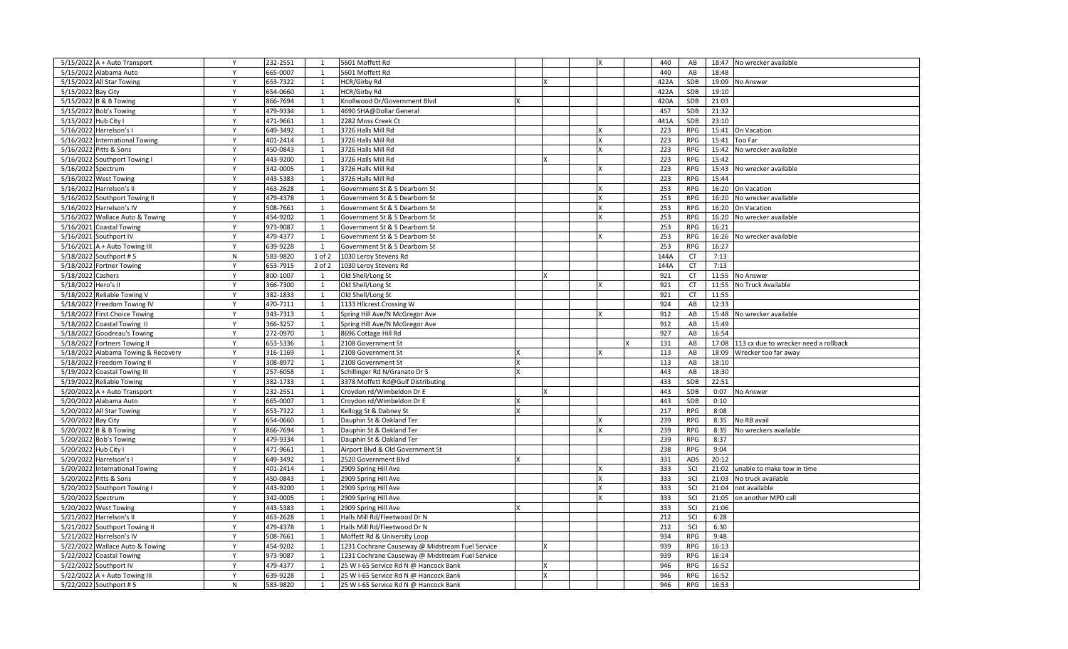| | | | | | | | | | | | | | | |
|---|---|---|---|---|---|---|---|---|---|---|---|---|---|---|
| 5/15/2022 | A + Auto Transport | Y | 232-2551 | 1 | 5601 Moffett Rd | | | | X | | 440 | AB | 18:47 | No wrecker available |
| 5/15/2022 | Alabama Auto | Y | 665-0007 | 1 | 5601 Moffett Rd | | | | | | 440 | AB | 18:48 | |
| 5/15/2022 | All Star Towing | Y | 653-7322 | 1 | HCR/Girby Rd | | X | | | | 422A | SDB | 19:09 | No Answer |
| 5/15/2022 | Bay City | Y | 654-0660 | 1 | HCR/Girby Rd | | | | | | 422A | SDB | 19:10 | |
| 5/15/2022 | B & B Towing | Y | 866-7694 | 1 | Knollwood Dr/Government Blvd | X | | | | | 420A | SDB | 21:03 | |
| 5/15/2022 | Bob's Towing | Y | 479-9334 | 1 | 4690 SHA@Dollar General | | | | | | 4S7 | SDB | 21:32 | |
| 5/15/2022 | Hub City I | Y | 471-9661 | 1 | 2282 Moss Creek Ct | | | | | | 441A | SDB | 23:10 | |
| 5/16/2022 | Harrelson's I | Y | 649-3492 | 1 | 3726 Halls Mill Rd | | | | X | | 223 | RPG | 15:41 | On Vacation |
| 5/16/2022 | International Towing | Y | 401-2414 | 1 | 3726 Halls Mill Rd | | | | X | | 223 | RPG | 15:41 | Too Far |
| 5/16/2022 | Pitts & Sons | Y | 450-0843 | 1 | 3726 Halls Mill Rd | | | | X | | 223 | RPG | 15:42 | No wrecker available |
| 5/16/2022 | Southport Towing I | Y | 443-9200 | 1 | 3726 Halls Mill Rd | | X | | | | 223 | RPG | 15:42 | |
| 5/16/2022 | Spectrum | Y | 342-0005 | 1 | 3726 Halls Mill Rd | | | | X | | 223 | RPG | 15:43 | No wrecker available |
| 5/16/2022 | West Towing | Y | 443-5383 | 1 | 3726 Halls Mill Rd | | | | | | 223 | RPG | 15:44 | |
| 5/16/2022 | Harrelson's II | Y | 463-2628 | 1 | Government St & S Dearborn St | | | | X | | 253 | RPG | 16:20 | On Vacation |
| 5/16/2022 | Southport Towing II | Y | 479-4378 | 1 | Government St & S Dearborn St | | | | X | | 253 | RPG | 16:20 | No wrecker available |
| 5/16/2022 | Harrelson's IV | Y | 508-7661 | 1 | Government St & S Dearborn St | | | | X | | 253 | RPG | 16:20 | On Vacation |
| 5/16/2022 | Wallace Auto & Towing | Y | 454-9202 | 1 | Government St & S Dearborn St | | | | X | | 253 | RPG | 16:20 | No wrecker available |
| 5/16/2021 | Coastal Towing | Y | 973-9087 | 1 | Government St & S Dearborn St | | | | | | 253 | RPG | 16:21 | |
| 5/16/2021 | Southport IV | Y | 479-4377 | 1 | Government St & S Dearborn St | | | | X | | 253 | RPG | 16:26 | No wrecker available |
| 5/16/2021 | A + Auto Towing III | Y | 639-9228 | 1 | Government St & S Dearborn St | | | | | | 253 | RPG | 16:27 | |
| 5/18/2022 | Southport # 5 | N | 583-9820 | 1 of 2 | 1030 Leroy Stevens Rd | | | | | | 144A | CT | 7:13 | |
| 5/18/2022 | Fortner Towing | Y | 653-7915 | 2 of 2 | 1030 Leroy Stevens Rd | | | | | | 144A | CT | 7:13 | |
| 5/18/2022 | Cashers | Y | 800-1007 | 1 | Old Shell/Long St | | X | | | | 921 | CT | 11:55 | No Answer |
| 5/18/2022 | Hero's II | Y | 366-7300 | 1 | Old Shell/Long St | | | | X | | 921 | CT | 11:55 | No Truck Available |
| 5/18/2022 | Reliable Towing V | Y | 382-1833 | 1 | Old Shell/Long St | | | | | | 921 | CT | 11:55 | |
| 5/18/2022 | Freedom Towing IV | Y | 470-7111 | 1 | 1133 Hllcrest Crossing W | | | | | | 924 | AB | 12:33 | |
| 5/18/2022 | First Choice Towing | Y | 343-7313 | 1 | Spring Hill Ave/N McGregor Ave | | | | X | | 912 | AB | 15:48 | No wrecker available |
| 5/18/2022 | Coastal Towing II | Y | 366-3257 | 1 | Spring Hill Ave/N McGregor Ave | | | | | | 912 | AB | 15:49 | |
| 5/18/2022 | Goodreau's Towing | Y | 272-0970 | 1 | 8696 Cottage Hill Rd | | | | | | 927 | AB | 16:54 | |
| 5/18/2022 | Fortners Towing II | Y | 653-5336 | 1 | 2108 Government St | | | | | X | 131 | AB | 17:08 | 113 cx due to wrecker need a rollback |
| 5/18/2022 | Alabama Towing & Recovery | Y | 316-1169 | 1 | 2108 Government St | X | | | X | | 113 | AB | 18:09 | Wrecker too far away |
| 5/18/2022 | Freedom Towing II | Y | 308-8972 | 1 | 2108 Government St | X | | | | | 113 | AB | 18:10 | |
| 5/19/2022 | Coastal Towing III | Y | 257-6058 | 1 | Schillinger Rd N/Granato Dr S | X | | | | | 443 | AB | 18:30 | |
| 5/19/2022 | Reliable Towing | Y | 382-1733 | 1 | 3378 Moffett Rd@Gulf Distributing | | | | | | 433 | SDB | 22:51 | |
| 5/20/2022 | A + Auto Transport | Y | 232-2551 | 1 | Croydon rd/Wimbeldon Dr E | | X | | | | 443 | SDB | 0:07 | No Answer |
| 5/20/2022 | Alabama Auto | Y | 665-0007 | 1 | Croydon rd/Wimbeldon Dr E | X | | | | | 443 | SDB | 0:10 | |
| 5/20/2022 | All Star Towing | Y | 653-7322 | 1 | Kellogg St & Dabney St | X | | | | | 217 | RPG | 8:08 | |
| 5/20/2022 | Bay City | Y | 654-0660 | 1 | Dauphin St & Oakland Ter | | | | X | | 239 | RPG | 8:35 | No RB avail |
| 5/20/2022 | B & B Towing | Y | 866-7694 | 1 | Dauphin St & Oakland Ter | | | | X | | 239 | RPG | 8:35 | No wreckers available |
| 5/20/2022 | Bob's Towing | Y | 479-9334 | 1 | Dauphin St & Oakland Ter | | | | | | 239 | RPG | 8:37 | |
| 5/20/2022 | Hub City I | Y | 471-9661 | 1 | Airport Blvd & Old Government St | | | | | | 238 | RPG | 9:04 | |
| 5/20/2022 | Harrelson's I | Y | 649-3492 | 1 | 2520 Government Blvd | X | | | | | 331 | ADS | 20:12 | |
| 5/20/2022 | International Towing | Y | 401-2414 | 1 | 2909 Spring Hill Ave | | | | X | | 333 | SCI | 21:02 | unable to make tow in time |
| 5/20/2022 | Pitts & Sons | Y | 450-0843 | 1 | 2909 Spring Hill Ave | | | | X | | 333 | SCI | 21:03 | No truck available |
| 5/20/2022 | Southport Towing I | Y | 443-9200 | 1 | 2909 Spring Hill Ave | | | | X | | 333 | SCI | 21:04 | not available |
| 5/20/2022 | Spectrum | Y | 342-0005 | 1 | 2909 Spring Hill Ave | | | | X | | 333 | SCI | 21:05 | on another MPD call |
| 5/20/2022 | West Towing | Y | 443-5383 | 1 | 2909 Spring Hill Ave | X | | | | | 333 | SCI | 21:06 | |
| 5/21/2022 | Harrelson's II | Y | 463-2628 | 1 | Halls Mill Rd/Fleetwood Dr N | | | | | | 212 | SCI | 6:28 | |
| 5/21/2022 | Southport Towing II | Y | 479-4378 | 1 | Halls Mill Rd/Fleetwood Dr N | | | | | | 212 | SCI | 6:30 | |
| 5/21/2022 | Harrelson's IV | Y | 508-7661 | 1 | Moffett Rd & University Loop | | | | | | 934 | RPG | 9:48 | |
| 5/22/2022 | Wallace Auto & Towing | Y | 454-9202 | 1 | 1231 Cochrane Causeway @ Midstream Fuel Service | | X | | | | 939 | RPG | 16:13 | |
| 5/22/2022 | Coastal Towing | Y | 973-9087 | 1 | 1231 Cochrane Causeway @ Midstream Fuel Service | | | | | | 939 | RPG | 16:14 | |
| 5/22/2022 | Southport IV | Y | 479-4377 | 1 | 25 W I-65 Service Rd N @ Hancock Bank | | X | | | | 946 | RPG | 16:52 | |
| 5/22/2022 | A + Auto Towing III | Y | 639-9228 | 1 | 25 W I-65 Service Rd N @ Hancock Bank | | X | | | | 946 | RPG | 16:52 | |
| 5/22/2022 | Southport # 5 | N | 583-9820 | 1 | 25 W I-65 Service Rd N @ Hancock Bank | | | | | | 946 | RPG | 16:53 | |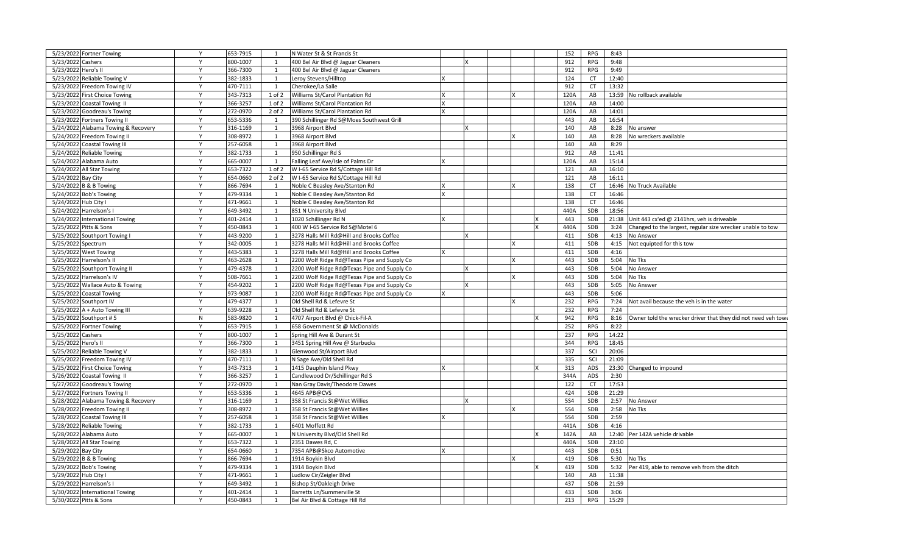| | | | | | | | | | | | | | | |
|---|---|---|---|---|---|---|---|---|---|---|---|---|---|---|
| 5/23/2022 | Fortner Towing | Y | 653-7915 | 1 | N Water St & St Francis St | | | | | | 152 | RPG | 8:43 | |
| 5/23/2022 | Cashers | Y | 800-1007 | 1 | 400 Bel Air Blvd @ Jaguar Cleaners | | X | | | | 912 | RPG | 9:48 | |
| 5/23/2022 | Hero's II | Y | 366-7300 | 1 | 400 Bel Air Blvd @ Jaguar Cleaners | | | | | | 912 | RPG | 9:49 | |
| 5/23/2022 | Reliable Towing V | Y | 382-1833 | 1 | Leroy Stevens/Hilltop | X | | | | | 124 | CT | 12:40 | |
| 5/23/2022 | Freedom Towing IV | Y | 470-7111 | 1 | Cherokee/La Salle | | | | | | 912 | CT | 13:32 | |
| 5/23/2022 | First Choice Towing | Y | 343-7313 | 1 of 2 | Williams St/Carol Plantation Rd | X | | | X | | 120A | AB | 13:59 | No rollback available |
| 5/23/2022 | Coastal Towing II | Y | 366-3257 | 1 of 2 | Williams St/Carol Plantation Rd | X | | | | | 120A | AB | 14:00 | |
| 5/23/2022 | Goodreau's Towing | Y | 272-0970 | 2 of 2 | Williams St/Carol Plantation Rd | X | | | | | 120A | AB | 14:01 | |
| 5/23/2022 | Fortners Towing II | Y | 653-5336 | 1 | 390 Schillinger Rd S@Moes Southwest Grill | | | | | | 443 | AB | 16:54 | |
| 5/24/2022 | Alabama Towing & Recovery | Y | 316-1169 | 1 | 3968 Airport Blvd | | X | | | | 140 | AB | 8:28 | No answer |
| 5/24/2022 | Freedom Towing II | Y | 308-8972 | 1 | 3968 Airport Blvd | | | | X | | 140 | AB | 8:28 | No wreckers available |
| 5/24/2022 | Coastal Towing III | Y | 257-6058 | 1 | 3968 Airport Blvd | | | | | | 140 | AB | 8:29 | |
| 5/24/2022 | Reliable Towing | Y | 382-1733 | 1 | 950 Schillinger Rd S | | | | | | 912 | AB | 11:41 | |
| 5/24/2022 | Alabama Auto | Y | 665-0007 | 1 | Falling Leaf Ave/Isle of Palms Dr | X | | | | | 120A | AB | 15:14 | |
| 5/24/2022 | All Star Towing | Y | 653-7322 | 1 of 2 | W I-65 Service Rd S/Cottage Hill Rd | | | | | | 121 | AB | 16:10 | |
| 5/24/2022 | Bay City | Y | 654-0660 | 2 of 2 | W I-65 Service Rd S/Cottage Hill Rd | | | | | | 121 | AB | 16:11 | |
| 5/24/2022 | B & B Towing | Y | 866-7694 | 1 | Noble C Beasley Ave/Stanton Rd | X | | | X | | 138 | CT | 16:46 | No Truck Available |
| 5/24/2022 | Bob's Towing | Y | 479-9334 | 1 | Noble C Beasley Ave/Stanton Rd | X | | | | | 138 | CT | 16:46 | |
| 5/24/2022 | Hub City I | Y | 471-9661 | 1 | Noble C Beasley Ave/Stanton Rd | | | | | | 138 | CT | 16:46 | |
| 5/24/2022 | Harrelson's I | Y | 649-3492 | 1 | 851 N University Blvd | | | | | | 440A | SDB | 18:56 | |
| 5/24/2022 | International Towing | Y | 401-2414 | 1 | 1020 Schillinger Rd N | X | | | | X | 443 | SDB | 21:38 | Unit 443 cx'ed @ 2141hrs, veh is driveable |
| 5/25/2022 | Pitts & Sons | Y | 450-0843 | 1 | 400 W I-65 Service Rd S@Motel 6 | | | | | X | 440A | SDB | 3:24 | Changed to the largest, regular size wrecker unable to tow |
| 5/25/2022 | Southport Towing I | Y | 443-9200 | 1 | 3278 Halls Mill Rd@Hill and Brooks Coffee | | X | | | | 411 | SDB | 4:13 | No Answer |
| 5/25/2022 | Spectrum | Y | 342-0005 | 1 | 3278 Halls Mill Rd@Hill and Brooks Coffee | | | | X | | 411 | SDB | 4:15 | Not equipted for this tow |
| 5/25/2022 | West Towing | Y | 443-5383 | 1 | 3278 Halls Mill Rd@Hill and Brooks Coffee | X | | | | | 411 | SDB | 4:16 | |
| 5/25/2022 | Harrelson's II | Y | 463-2628 | 1 | 2200 Wolf Ridge Rd@Texas Pipe and Supply Co | | | | X | | 443 | SDB | 5:04 | No Tks |
| 5/25/2022 | Southport Towing II | Y | 479-4378 | 1 | 2200 Wolf Ridge Rd@Texas Pipe and Supply Co | | X | | | | 443 | SDB | 5:04 | No Answer |
| 5/25/2022 | Harrelson's IV | Y | 508-7661 | 1 | 2200 Wolf Ridge Rd@Texas Pipe and Supply Co | | | | X | | 443 | SDB | 5:04 | No Tks |
| 5/25/2022 | Wallace Auto & Towing | Y | 454-9202 | 1 | 2200 Wolf Ridge Rd@Texas Pipe and Supply Co | | X | | | | 443 | SDB | 5:05 | No Answer |
| 5/25/2022 | Coastal Towing | Y | 973-9087 | 1 | 2200 Wolf Ridge Rd@Texas Pipe and Supply Co | X | | | | | 443 | SDB | 5:06 | |
| 5/25/2022 | Southport IV | Y | 479-4377 | 1 | Old Shell Rd & Lefevre St | | | | X | | 232 | RPG | 7:24 | Not avail because the veh is in the water |
| 5/25/2022 | A + Auto Towing III | Y | 639-9228 | 1 | Old Shell Rd & Lefevre St | | | | | | 232 | RPG | 7:24 | |
| 5/25/2022 | Southport # 5 | N | 583-9820 | 1 | 4707 Airport Blvd @ Chick-Fil-A | | | | | X | 942 | RPG | 8:16 | Owner told the wrecker driver that they did not need veh towe |
| 5/25/2022 | Fortner Towing | Y | 653-7915 | 1 | 658 Government St @ McDonalds | | | | | | 252 | RPG | 8:22 | |
| 5/25/2022 | Cashers | Y | 800-1007 | 1 | Spring Hill Ave & Durant St | | | | | | 237 | RPG | 14:22 | |
| 5/25/2022 | Hero's II | Y | 366-7300 | 1 | 3451 Spring Hill Ave @ Starbucks | | | | | | 344 | RPG | 18:45 | |
| 5/25/2022 | Reliable Towing V | Y | 382-1833 | 1 | Glenwood St/Airport Blvd | | | | | | 337 | SCI | 20:06 | |
| 5/25/2022 | Freedom Towing IV | Y | 470-7111 | 1 | N Sage Ave/Old Shell Rd | | | | | | 335 | SCI | 21:09 | |
| 5/25/2022 | First Choice Towing | Y | 343-7313 | 1 | 1415 Dauphin Island Pkwy | X | | | | X | 313 | ADS | 23:30 | Changed to impound |
| 5/26/2022 | Coastal Towing II | Y | 366-3257 | 1 | Candlewood Dr/Schillinger Rd S | | | | | | 344A | ADS | 2:30 | |
| 5/27/2022 | Goodreau's Towing | Y | 272-0970 | 1 | Nan Gray Davis/Theodore Dawes | | | | | | 122 | CT | 17:53 | |
| 5/27/2022 | Fortners Towing II | Y | 653-5336 | 1 | 4645 APB@CVS | | | | | | 424 | SDB | 21:29 | |
| 5/28/2022 | Alabama Towing & Recovery | Y | 316-1169 | 1 | 358 St Francis St@Wet Willies | | X | | | | 554 | SDB | 2:57 | No Answer |
| 5/28/2022 | Freedom Towing II | Y | 308-8972 | 1 | 358 St Francis St@Wet Willies | | | | X | | 554 | SDB | 2:58 | No Tks |
| 5/28/2022 | Coastal Towing III | Y | 257-6058 | 1 | 358 St Francis St@Wet Willies | X | | | | | 554 | SDB | 2:59 | |
| 5/28/2022 | Reliable Towing | Y | 382-1733 | 1 | 6401 Moffett Rd | | | | | | 441A | SDB | 4:16 | |
| 5/28/2022 | Alabama Auto | Y | 665-0007 | 1 | N University Blvd/Old Shell Rd | | | | | X | 142A | AB | 12:40 | Per 142A vehicle drivable |
| 5/28/2022 | All Star Towing | Y | 653-7322 | 1 | 2351 Dawes Rd, C | | | | | | 440A | SDB | 23:10 | |
| 5/29/2022 | Bay City | Y | 654-0660 | 1 | 7354 APB@Skco Automotive | X | | | | | 443 | SDB | 0:51 | |
| 5/29/2022 | B & B Towing | Y | 866-7694 | 1 | 1914 Boykin Blvd | | | | X | | 419 | SDB | 5:30 | No Tks |
| 5/29/2022 | Bob's Towing | Y | 479-9334 | 1 | 1914 Boykin Blvd | | | | | X | 419 | SDB | 5:32 | Per 419, able to remove veh from the ditch |
| 5/29/2022 | Hub City I | Y | 471-9661 | 1 | Ludlow Cir/Zeigler Blvd | | | | | | 140 | AB | 11:38 | |
| 5/29/2022 | Harrelson's I | Y | 649-3492 | 1 | Bishop St/Oakleigh Drive | | | | | | 437 | SDB | 21:59 | |
| 5/30/2022 | International Towing | Y | 401-2414 | 1 | Barretts Ln/Summerville St | | | | | | 433 | SDB | 3:06 | |
| 5/30/2022 | Pitts & Sons | Y | 450-0843 | 1 | Bel Air Blvd & Cottage Hill Rd | | | | | | 213 | RPG | 15:29 | |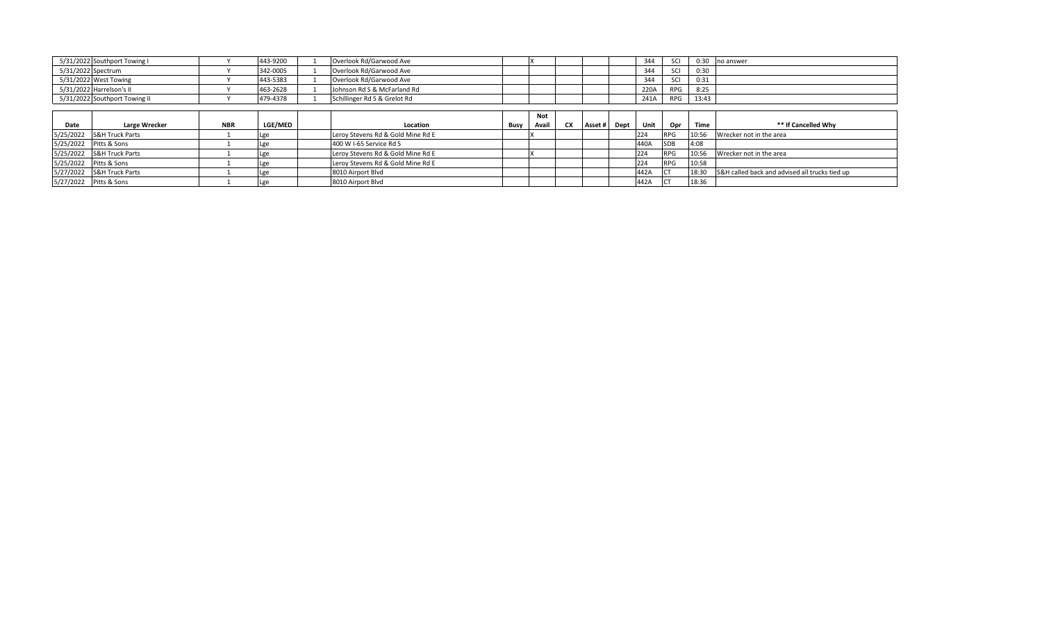| | | | | | | | | | | | | | | |
|---|---|---|---|---|---|---|---|---|---|---|---|---|---|---|
| 5/31/2022 | Southport Towing I | Y | 443-9200 | 1 | Overlook Rd/Garwood Ave | | X | | | | 344 | SCI | 0:30 | no answer |
| 5/31/2022 | Spectrum | Y | 342-0005 | 1 | Overlook Rd/Garwood Ave | | | | | | 344 | SCI | 0:30 | |
| 5/31/2022 | West Towing | Y | 443-5383 | 1 | Overlook Rd/Garwood Ave | | | | | | 344 | SCI | 0:31 | |
| 5/31/2022 | Harrelson's II | Y | 463-2628 | 1 | Johnson Rd S & McFarland Rd | | | | | | 220A | RPG | 8:25 | |
| 5/31/2022 | Southport Towing II | Y | 479-4378 | 1 | Schillinger Rd S & Grelot Rd | | | | | | 241A | RPG | 13:43 | |

| Date | Large Wrecker | NBR | LGE/MED | | Location | Busy | Not Avail | CX | Asset # | Dept | Unit | Opr | Time | ** If Cancelled Why |
|---|---|---|---|---|---|---|---|---|---|---|---|---|---|---|
| 5/25/2022 | S&H Truck Parts | 1 | Lge | | Leroy Stevens Rd & Gold Mine Rd E | | X | | | | 224 | RPG | 10:56 | Wrecker not in the area |
| 5/25/2022 | Pitts & Sons | 1 | Lge | | 400 W I-65 Service Rd S | | | | | | 440A | SDB | 4:08 | |
| 5/25/2022 | S&H Truck Parts | 1 | Lge | | Leroy Stevens Rd & Gold Mine Rd E | | X | | | | 224 | RPG | 10:56 | Wrecker not in the area |
| 5/25/2022 | Pitts & Sons | 1 | Lge | | Leroy Stevens Rd & Gold Mine Rd E | | | | | | 224 | RPG | 10:58 | |
| 5/27/2022 | S&H Truck Parts | 1 | Lge | | 8010 Airport Blvd | | | | | | 442A | CT | 18:30 | S&H called back and advised all trucks tied up |
| 5/27/2022 | Pitts & Sons | 1 | Lge | | 8010 Airport Blvd | | | | | | 442A | CT | 18:36 | |